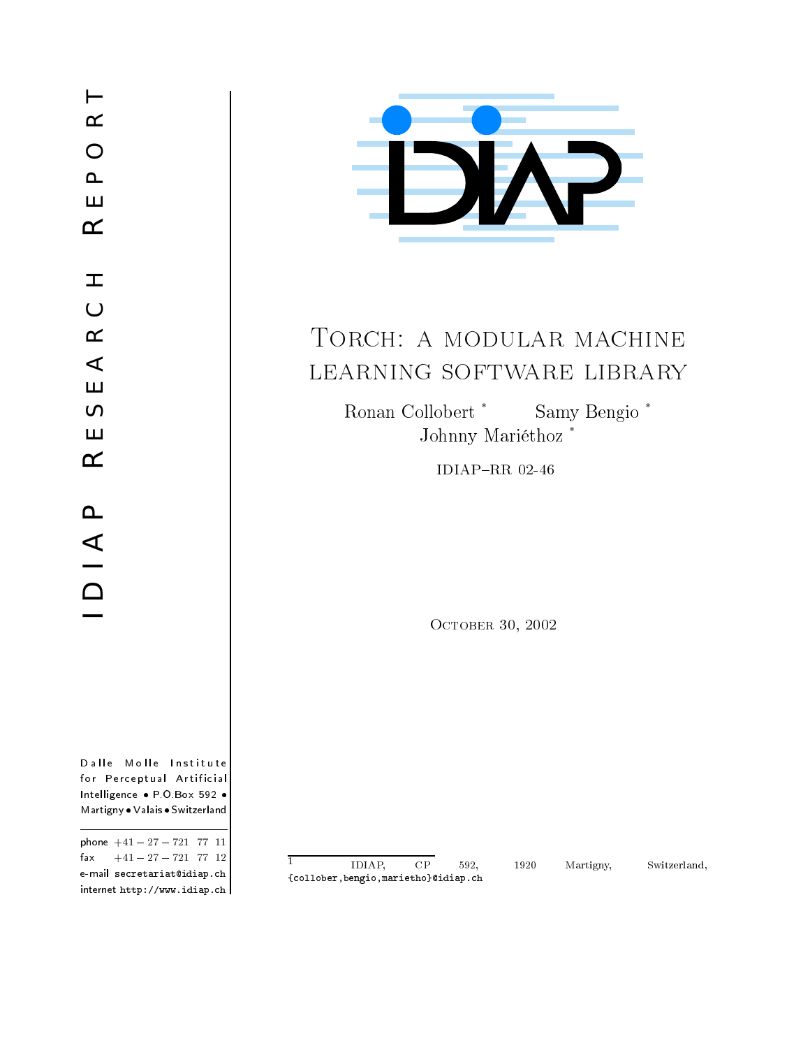IDIAP RESEARCH REPORT

# Torch: a modular machine learning software library

Ronan Collobert [*] Samy Bengio [*]
Johnny Mariéthoz [*]

IDIAP–RR 02-46

October 30, 2002

Dalle Molle Institute for Perceptual Artificial Intelligence • P.O.Box 592 • Martigny • Valais • Switzerland

phone +41 − 27 − 721 77 11
fax +41 − 27 − 721 77 12
e-mail secretariat@idiap.ch
internet http://www.idiap.ch

[1] IDIAP, CP 592, 1920 Martigny, Switzerland, {collober,bengio,marietho}@idiap.ch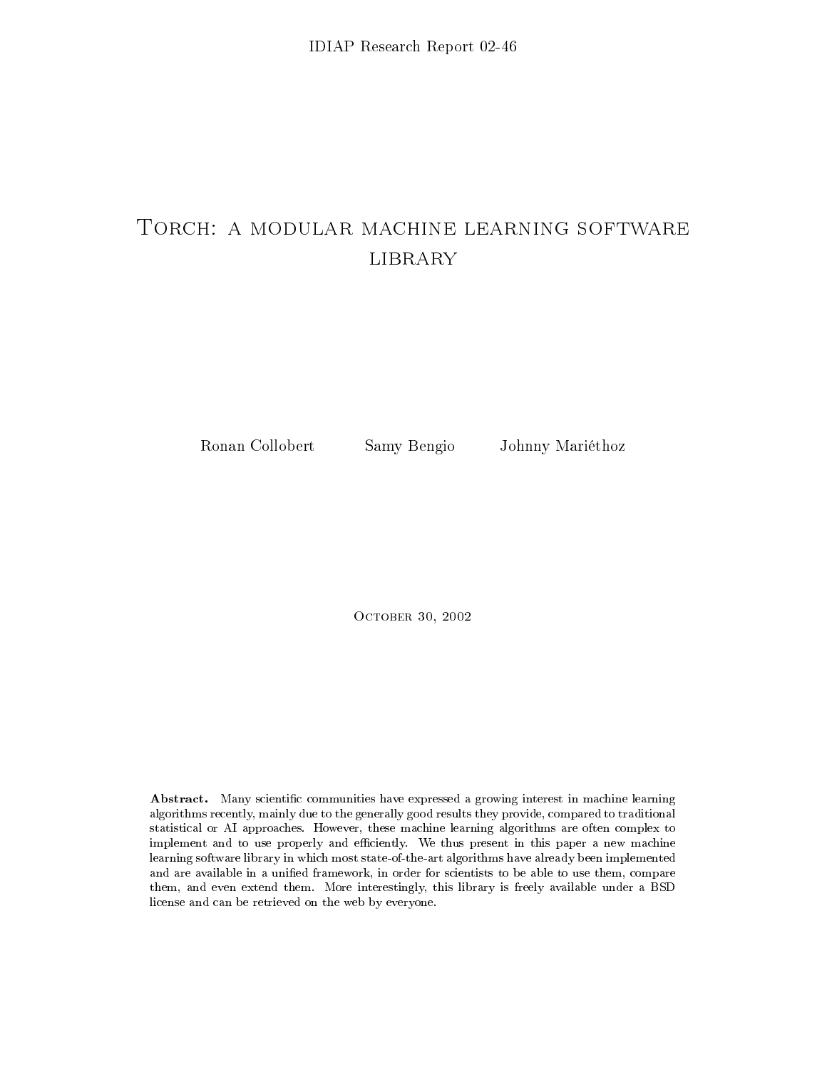IDIAP Research Report 02-46

# Torch: a modular machine learning software library

Ronan Collobert  Samy Bengio  Johnny Mariéthoz

October 30, 2002

**Abstract.** Many scientific communities have expressed a growing interest in machine learning algorithms recently, mainly due to the generally good results they provide, compared to traditional statistical or AI approaches. However, these machine learning algorithms are often complex to implement and to use properly and efficiently. We thus present in this paper a new machine learning software library in which most state-of-the-art algorithms have already been implemented and are available in a unified framework, in order for scientists to be able to use them, compare them, and even extend them. More interestingly, this library is freely available under a BSD license and can be retrieved on the web by everyone.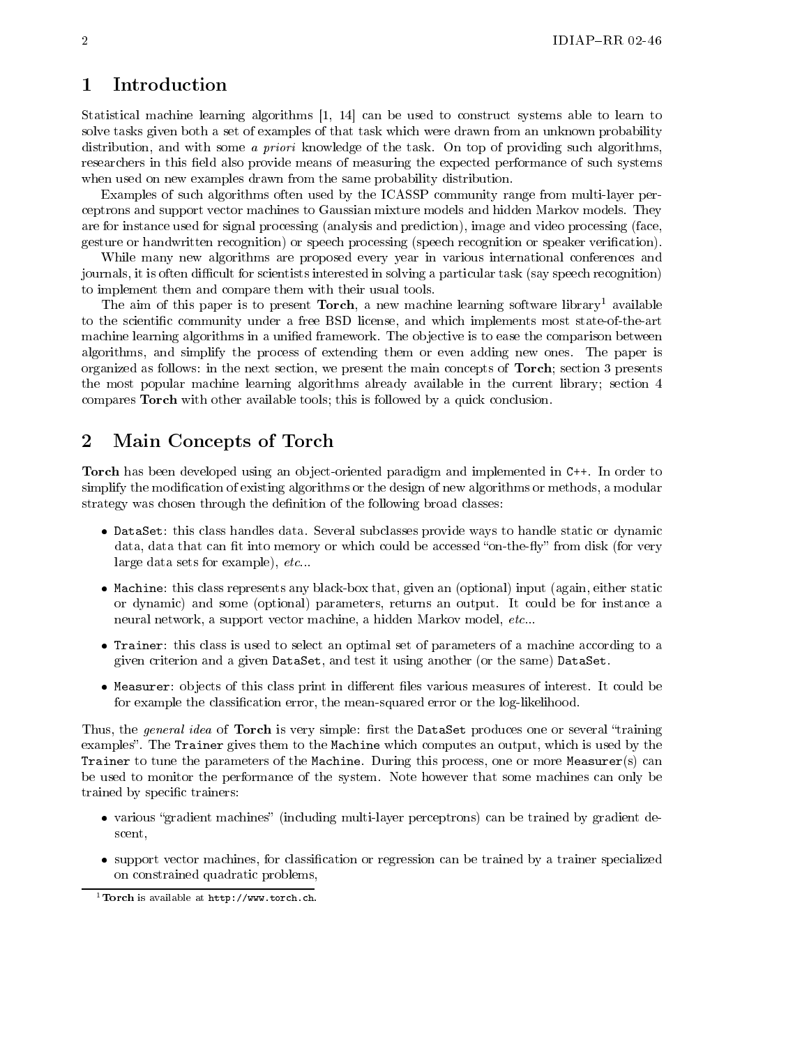# 1 Introduction

Statistical machine learning algorithms [1, 14] can be used to construct systems able to learn to solve tasks given both a set of examples of that task which were drawn from an unknown probability distribution, and with some *a priori* knowledge of the task. On top of providing such algorithms, researchers in this field also provide means of measuring the expected performance of such systems when used on new examples drawn from the same probability distribution.

Examples of such algorithms often used by the ICASSP community range from multi-layer perceptrons and support vector machines to Gaussian mixture models and hidden Markov models. They are for instance used for signal processing (analysis and prediction), image and video processing (face, gesture or handwritten recognition) or speech processing (speech recognition or speaker verification).

While many new algorithms are proposed every year in various international conferences and journals, it is often difficult for scientists interested in solving a particular task (say speech recognition) to implement them and compare them with their usual tools.

The aim of this paper is to present **Torch**, a new machine learning software library[1] available to the scientific community under a free BSD license, and which implements most state-of-the-art machine learning algorithms in a unified framework. The objective is to ease the comparison between algorithms, and simplify the process of extending them or even adding new ones. The paper is organized as follows: in the next section, we present the main concepts of **Torch**; section 3 presents the most popular machine learning algorithms already available in the current library; section 4 compares **Torch** with other available tools; this is followed by a quick conclusion.

# 2 Main Concepts of Torch

**Torch** has been developed using an object-oriented paradigm and implemented in `C++`. In order to simplify the modification of existing algorithms or the design of new algorithms or methods, a modular strategy was chosen through the definition of the following broad classes:

- `DataSet`: this class handles data. Several subclasses provide ways to handle static or dynamic data, data that can fit into memory or which could be accessed "on-the-fly" from disk (for very large data sets for example), *etc...*
- `Machine`: this class represents any black-box that, given an (optional) input (again, either static or dynamic) and some (optional) parameters, returns an output. It could be for instance a neural network, a support vector machine, a hidden Markov model, *etc...*
- `Trainer`: this class is used to select an optimal set of parameters of a machine according to a given criterion and a given `DataSet`, and test it using another (or the same) `DataSet`.
- `Measurer`: objects of this class print in different files various measures of interest. It could be for example the classification error, the mean-squared error or the log-likelihood.

Thus, the *general idea* of **Torch** is very simple: first the `DataSet` produces one or several "training examples". The `Trainer` gives them to the `Machine` which computes an output, which is used by the `Trainer` to tune the parameters of the `Machine`. During this process, one or more `Measurer`(s) can be used to monitor the performance of the system. Note however that some machines can only be trained by specific trainers:

- various "gradient machines" (including multi-layer perceptrons) can be trained by gradient descent,
- support vector machines, for classification or regression can be trained by a trainer specialized on constrained quadratic problems,

[1] **Torch** is available at `http://www.torch.ch`.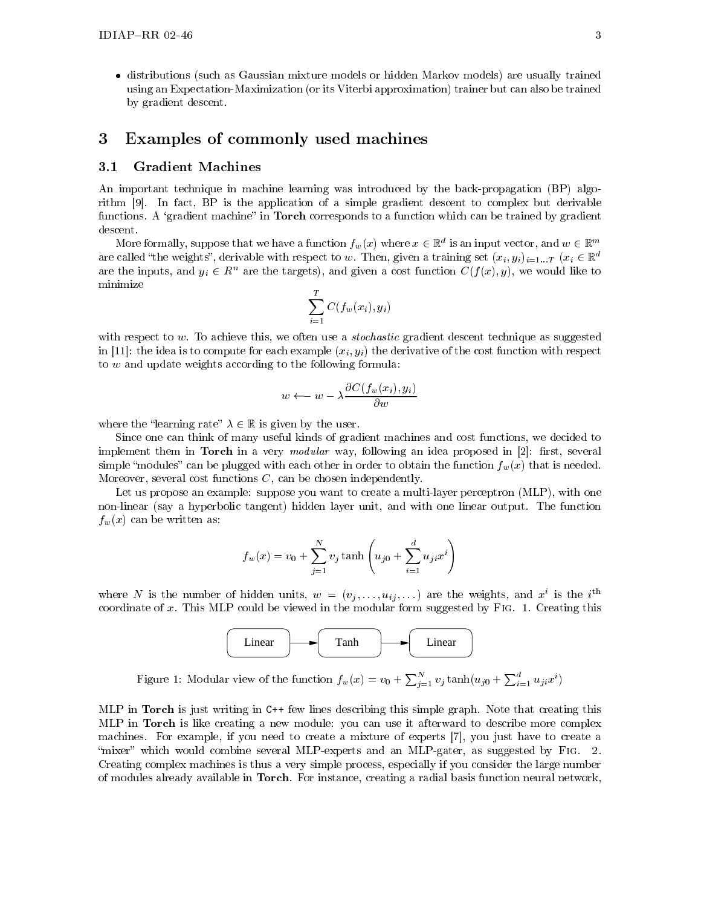- distributions (such as Gaussian mixture models or hidden Markov models) are usually trained using an Expectation-Maximization (or its Viterbi approximation) trainer but can also be trained by gradient descent.

# 3 Examples of commonly used machines

## 3.1 Gradient Machines

An important technique in machine learning was introduced by the back-propagation (BP) algorithm [9]. In fact, BP is the application of a simple gradient descent to complex but derivable functions. A 'gradient machine" in **Torch** corresponds to a function which can be trained by gradient descent.

More formally, suppose that we have a function $f_w(x)$ where $x \in \mathbb{R}^d$ is an input vector, and $w \in \mathbb{R}^m$ are called "the weights", derivable with respect to $w$. Then, given a training set $(x_i, y_i)_{i=1...T}$ ($x_i \in \mathbb{R}^d$ are the inputs, and $y_i \in R^n$ are the targets), and given a cost function $C(f(x), y)$, we would like to minimize

$$\sum_{i=1}^{T} C(f_w(x_i), y_i)$$

with respect to $w$. To achieve this, we often use a *stochastic* gradient descent technique as suggested in [11]: the idea is to compute for each example $(x_i, y_i)$ the derivative of the cost function with respect to $w$ and update weights according to the following formula:

$$w \longleftarrow w - \lambda \frac{\partial C(f_w(x_i), y_i)}{\partial w}$$

where the "learning rate" $\lambda \in \mathbb{R}$ is given by the user.

Since one can think of many useful kinds of gradient machines and cost functions, we decided to implement them in **Torch** in a very *modular* way, following an idea proposed in [2]: first, several simple "modules" can be plugged with each other in order to obtain the function $f_w(x)$ that is needed. Moreover, several cost functions $C$, can be chosen independently.

Let us propose an example: suppose you want to create a multi-layer perceptron (MLP), with one non-linear (say a hyperbolic tangent) hidden layer unit, and with one linear output. The function $f_w(x)$ can be written as:

$$f_w(x) = v_0 + \sum_{j=1}^{N} v_j \tanh\left(u_{j0} + \sum_{i=1}^{d} u_{ji} x^i\right)$$

where $N$ is the number of hidden units, $w = (v_j, \ldots, u_{ij}, \ldots)$ are the weights, and $x^i$ is the $i^{\text{th}}$ coordinate of $x$. This MLP could be viewed in the modular form suggested by Fig. 1. Creating this

Linear → Tanh → Linear

Figure 1: Modular view of the function $f_w(x) = v_0 + \sum_{j=1}^{N} v_j \tanh(u_{j0} + \sum_{i=1}^{d} u_{ji} x^i)$

MLP in **Torch** is just writing in C++ few lines describing this simple graph. Note that creating this MLP in **Torch** is like creating a new module: you can use it afterward to describe more complex machines. For example, if you need to create a mixture of experts [7], you just have to create a "mixer" which would combine several MLP-experts and an MLP-gater, as suggested by Fig. 2. Creating complex machines is thus a very simple process, especially if you consider the large number of modules already available in **Torch**. For instance, creating a radial basis function neural network,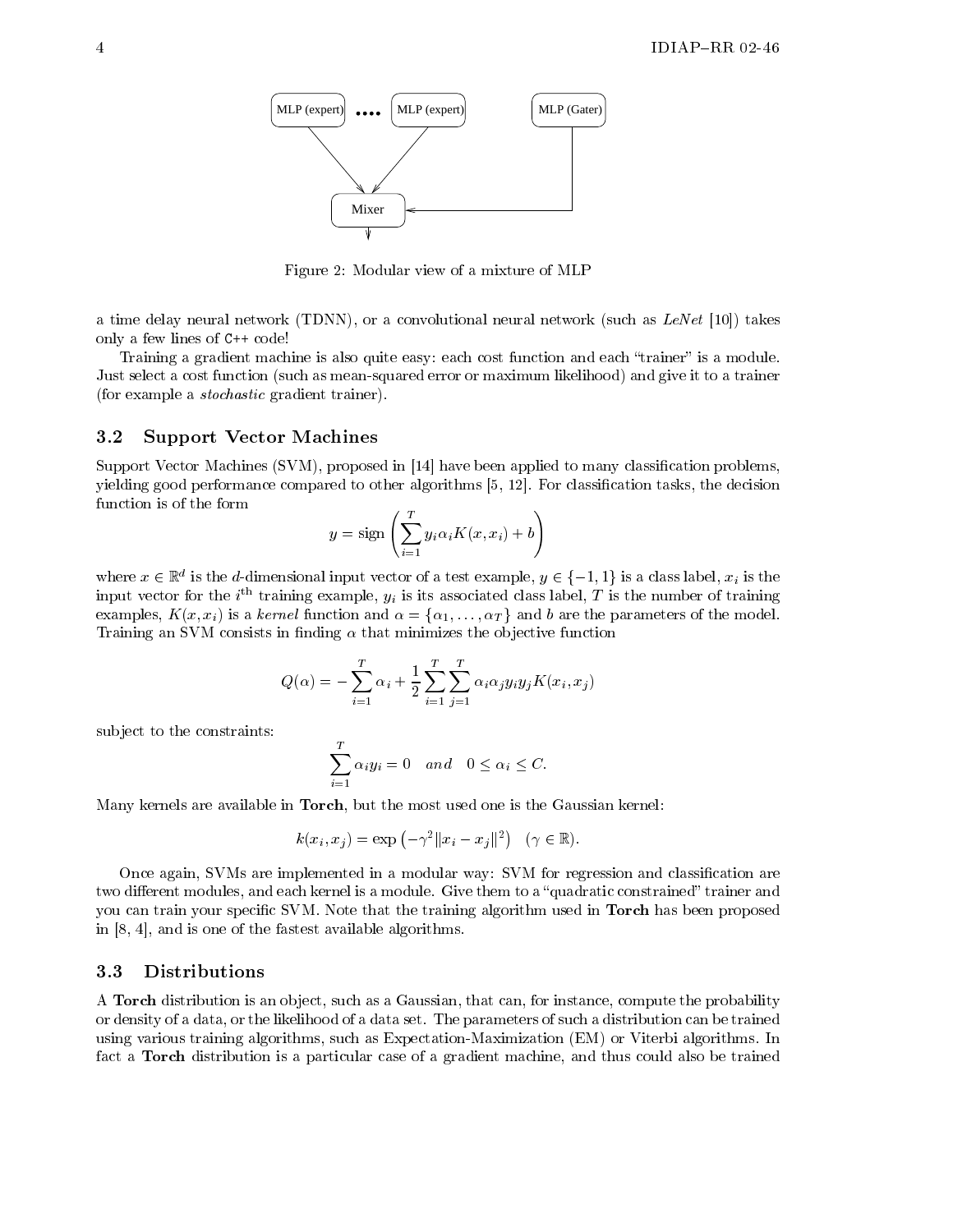MLP (expert)

....

MLP (expert)

MLP (Gater)

Mixer

Figure 2: Modular view of a mixture of MLP

a time delay neural network (TDNN), or a convolutional neural network (such as *LeNet* [10]) takes only a few lines of C++ code!

Training a gradient machine is also quite easy: each cost function and each "trainer" is a module. Just select a cost function (such as mean-squared error or maximum likelihood) and give it to a trainer (for example a *stochastic* gradient trainer).

### 3.2 Support Vector Machines

Support Vector Machines (SVM), proposed in [14] have been applied to many classification problems, yielding good performance compared to other algorithms [5, 12]. For classification tasks, the decision function is of the form

$$y = \text{sign}\left(\sum_{i=1}^{T} y_i \alpha_i K(x, x_i) + b\right)$$

where $x \in \mathbb{R}^d$ is the $d$-dimensional input vector of a test example, $y \in \{-1, 1\}$ is a class label, $x_i$ is the input vector for the $i^{\text{th}}$ training example, $y_i$ is its associated class label, $T$ is the number of training examples, $K(x, x_i)$ is a *kernel* function and $\alpha = \{\alpha_1, \ldots, \alpha_T\}$ and $b$ are the parameters of the model. Training an SVM consists in finding $\alpha$ that minimizes the objective function

$$Q(\alpha) = -\sum_{i=1}^{T} \alpha_i + \frac{1}{2} \sum_{i=1}^{T} \sum_{j=1}^{T} \alpha_i \alpha_j y_i y_j K(x_i, x_j)$$

subject to the constraints:

$$\sum_{i=1}^{T} \alpha_i y_i = 0 \quad and \quad 0 \leq \alpha_i \leq C.$$

Many kernels are available in **Torch**, but the most used one is the Gaussian kernel:

$$k(x_i, x_j) = \exp\left(-\gamma^2 \|x_i - x_j\|^2\right) \quad (\gamma \in \mathbb{R}).$$

Once again, SVMs are implemented in a modular way: SVM for regression and classification are two different modules, and each kernel is a module. Give them to a "quadratic constrained" trainer and you can train your specific SVM. Note that the training algorithm used in **Torch** has been proposed in [8, 4], and is one of the fastest available algorithms.

### 3.3 Distributions

A **Torch** distribution is an object, such as a Gaussian, that can, for instance, compute the probability or density of a data, or the likelihood of a data set. The parameters of such a distribution can be trained using various training algorithms, such as Expectation-Maximization (EM) or Viterbi algorithms. In fact a **Torch** distribution is a particular case of a gradient machine, and thus could also be trained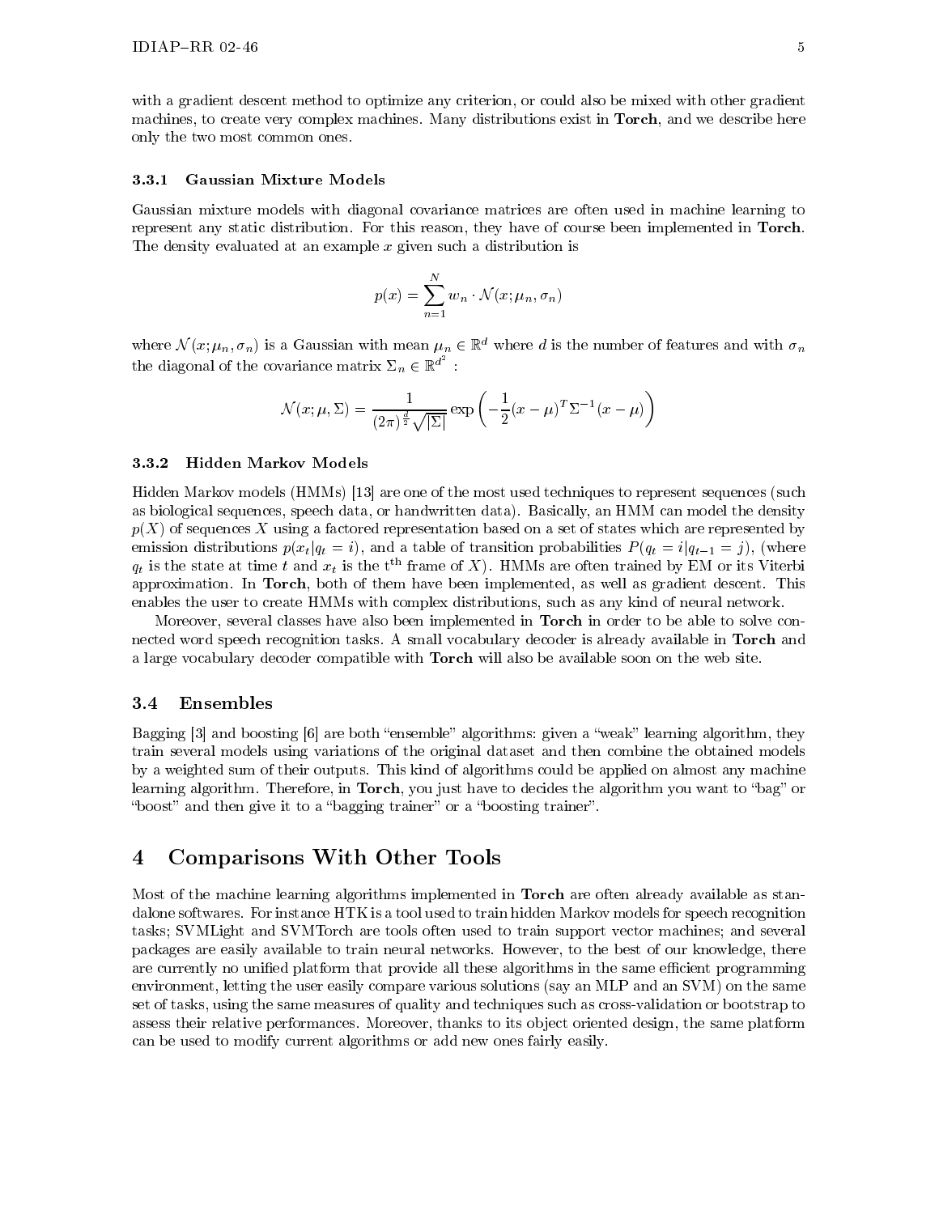with a gradient descent method to optimize any criterion, or could also be mixed with other gradient machines, to create very complex machines. Many distributions exist in **Torch**, and we describe here only the two most common ones.

#### 3.3.1 Gaussian Mixture Models

Gaussian mixture models with diagonal covariance matrices are often used in machine learning to represent any static distribution. For this reason, they have of course been implemented in **Torch**. The density evaluated at an example $x$ given such a distribution is

$$p(x) = \sum_{n=1}^{N} w_n \cdot \mathcal{N}(x; \mu_n, \sigma_n)$$

where $\mathcal{N}(x; \mu_n, \sigma_n)$ is a Gaussian with mean $\mu_n \in \mathbb{R}^d$ where $d$ is the number of features and with $\sigma_n$ the diagonal of the covariance matrix $\Sigma_n \in \mathbb{R}^{d^2}$ :

$$\mathcal{N}(x; \mu, \Sigma) = \frac{1}{(2\pi)^{\frac{d}{2}}\sqrt{|\Sigma|}} \exp\left(-\frac{1}{2}(x-\mu)^T \Sigma^{-1}(x-\mu)\right)$$

#### 3.3.2 Hidden Markov Models

Hidden Markov models (HMMs) [13] are one of the most used techniques to represent sequences (such as biological sequences, speech data, or handwritten data). Basically, an HMM can model the density $p(X)$ of sequences $X$ using a factored representation based on a set of states which are represented by emission distributions $p(x_t|q_t = i)$, and a table of transition probabilities $P(q_t = i|q_{t-1} = j)$, (where $q_t$ is the state at time $t$ and $x_t$ is the $t^{\text{th}}$ frame of $X$). HMMs are often trained by EM or its Viterbi approximation. In **Torch**, both of them have been implemented, as well as gradient descent. This enables the user to create HMMs with complex distributions, such as any kind of neural network.

Moreover, several classes have also been implemented in **Torch** in order to be able to solve connected word speech recognition tasks. A small vocabulary decoder is already available in **Torch** and a large vocabulary decoder compatible with **Torch** will also be available soon on the web site.

### 3.4 Ensembles

Bagging [3] and boosting [6] are both "ensemble" algorithms: given a "weak" learning algorithm, they train several models using variations of the original dataset and then combine the obtained models by a weighted sum of their outputs. This kind of algorithms could be applied on almost any machine learning algorithm. Therefore, in **Torch**, you just have to decides the algorithm you want to "bag" or "boost" and then give it to a "bagging trainer" or a "boosting trainer".

## 4 Comparisons With Other Tools

Most of the machine learning algorithms implemented in **Torch** are often already available as standalone softwares. For instance HTK is a tool used to train hidden Markov models for speech recognition tasks; SVMLight and SVMTorch are tools often used to train support vector machines; and several packages are easily available to train neural networks. However, to the best of our knowledge, there are currently no unified platform that provide all these algorithms in the same efficient programming environment, letting the user easily compare various solutions (say an MLP and an SVM) on the same set of tasks, using the same measures of quality and techniques such as cross-validation or bootstrap to assess their relative performances. Moreover, thanks to its object oriented design, the same platform can be used to modify current algorithms or add new ones fairly easily.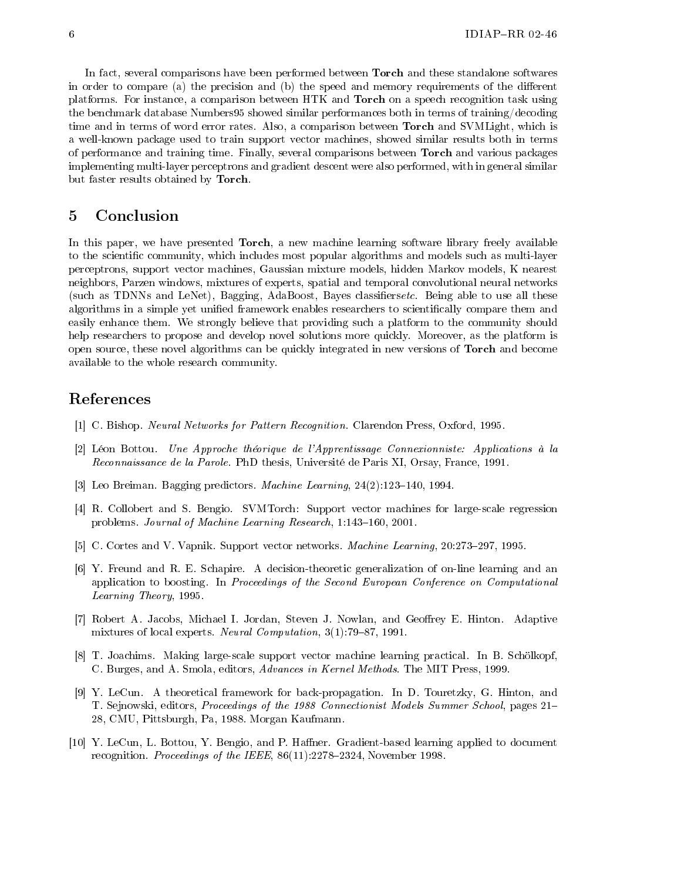In fact, several comparisons have been performed between **Torch** and these standalone softwares in order to compare (a) the precision and (b) the speed and memory requirements of the different platforms. For instance, a comparison between HTK and **Torch** on a speech recognition task using the benchmark database Numbers95 showed similar performances both in terms of training/decoding time and in terms of word error rates. Also, a comparison between **Torch** and SVMLight, which is a well-known package used to train support vector machines, showed similar results both in terms of performance and training time. Finally, several comparisons between **Torch** and various packages implementing multi-layer perceptrons and gradient descent were also performed, with in general similar but faster results obtained by **Torch**.

# 5 Conclusion

In this paper, we have presented **Torch**, a new machine learning software library freely available to the scientific community, which includes most popular algorithms and models such as multi-layer perceptrons, support vector machines, Gaussian mixture models, hidden Markov models, K nearest neighbors, Parzen windows, mixtures of experts, spatial and temporal convolutional neural networks (such as TDNNs and LeNet), Bagging, AdaBoost, Bayes classifiers*etc*. Being able to use all these algorithms in a simple yet unified framework enables researchers to scientifically compare them and easily enhance them. We strongly believe that providing such a platform to the community should help researchers to propose and develop novel solutions more quickly. Moreover, as the platform is open source, these novel algorithms can be quickly integrated in new versions of **Torch** and become available to the whole research community.

# References

[1] C. Bishop. *Neural Networks for Pattern Recognition*. Clarendon Press, Oxford, 1995.

[2] Léon Bottou. *Une Approche théorique de l'Apprentissage Connexionniste: Applications à la Reconnaissance de la Parole*. PhD thesis, Université de Paris XI, Orsay, France, 1991.

[3] Leo Breiman. Bagging predictors. *Machine Learning*, 24(2):123–140, 1994.

[4] R. Collobert and S. Bengio. SVMTorch: Support vector machines for large-scale regression problems. *Journal of Machine Learning Research*, 1:143–160, 2001.

[5] C. Cortes and V. Vapnik. Support vector networks. *Machine Learning*, 20:273–297, 1995.

[6] Y. Freund and R. E. Schapire. A decision-theoretic generalization of on-line learning and an application to boosting. In *Proceedings of the Second European Conference on Computational Learning Theory*, 1995.

[7] Robert A. Jacobs, Michael I. Jordan, Steven J. Nowlan, and Geoffrey E. Hinton. Adaptive mixtures of local experts. *Neural Computation*, 3(1):79–87, 1991.

[8] T. Joachims. Making large-scale support vector machine learning practical. In B. Schölkopf, C. Burges, and A. Smola, editors, *Advances in Kernel Methods*. The MIT Press, 1999.

[9] Y. LeCun. A theoretical framework for back-propagation. In D. Touretzky, G. Hinton, and T. Sejnowski, editors, *Proceedings of the 1988 Connectionist Models Summer School*, pages 21–28, CMU, Pittsburgh, Pa, 1988. Morgan Kaufmann.

[10] Y. LeCun, L. Bottou, Y. Bengio, and P. Haffner. Gradient-based learning applied to document recognition. *Proceedings of the IEEE*, 86(11):2278–2324, November 1998.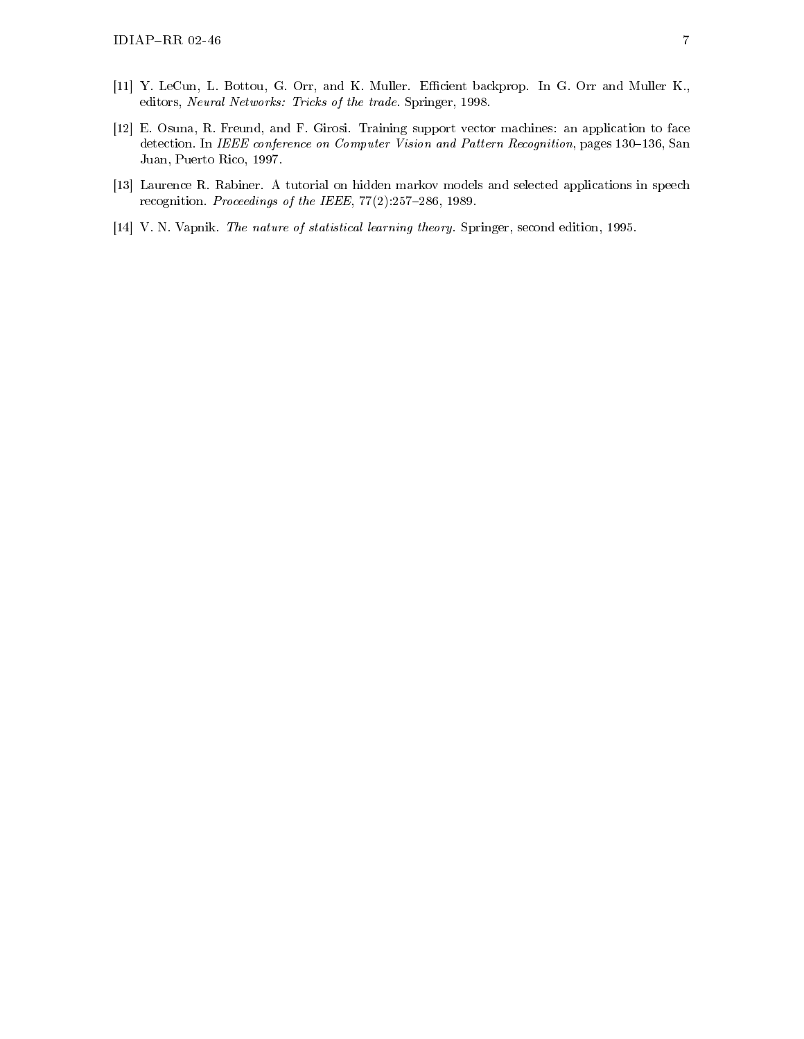[11] Y. LeCun, L. Bottou, G. Orr, and K. Muller. Efficient backprop. In G. Orr and Muller K., editors, *Neural Networks: Tricks of the trade*. Springer, 1998.

[12] E. Osuna, R. Freund, and F. Girosi. Training support vector machines: an application to face detection. In *IEEE conference on Computer Vision and Pattern Recognition*, pages 130–136, San Juan, Puerto Rico, 1997.

[13] Laurence R. Rabiner. A tutorial on hidden markov models and selected applications in speech recognition. *Proceedings of the IEEE*, 77(2):257–286, 1989.

[14] V. N. Vapnik. *The nature of statistical learning theory*. Springer, second edition, 1995.